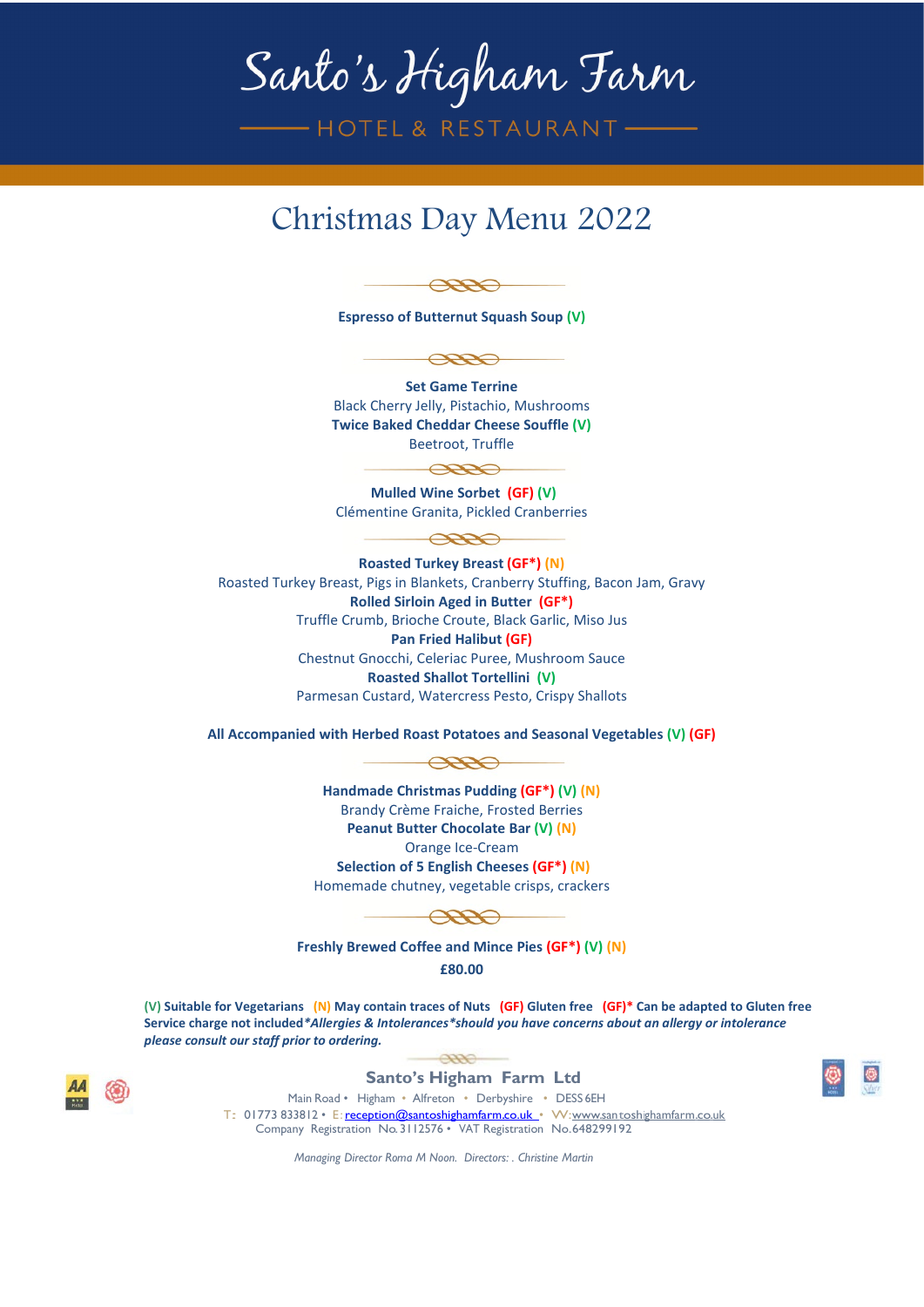# Santo's Higham Farm

HOTEL & RESTAURANT

## Christmas Day Menu 2022

**Espresso of Butternut Squash Soup (V)**

**Set Game Terrine**
Black Cherry Jelly, Pistachio, Mushrooms
**Twice Baked Cheddar Cheese Souffle (V)**
Beetroot, Truffle

**Mulled Wine Sorbet (GF) (V)**
Clémentine Granita, Pickled Cranberries

**Roasted Turkey Breast (GF*) (N)**
Roasted Turkey Breast, Pigs in Blankets, Cranberry Stuffing, Bacon Jam, Gravy
**Rolled Sirloin Aged in Butter (GF*)**
Truffle Crumb, Brioche Croute, Black Garlic, Miso Jus
**Pan Fried Halibut (GF)**
Chestnut Gnocchi, Celeriac Puree, Mushroom Sauce
**Roasted Shallot Tortellini (V)**
Parmesan Custard, Watercress Pesto, Crispy Shallots

**All Accompanied with Herbed Roast Potatoes and Seasonal Vegetables (V) (GF)**

**Handmade Christmas Pudding (GF*) (V) (N)**
Brandy Crème Fraiche, Frosted Berries
**Peanut Butter Chocolate Bar (V) (N)**
Orange Ice-Cream
**Selection of 5 English Cheeses (GF*) (N)**
Homemade chutney, vegetable crisps, crackers

**Freshly Brewed Coffee and Mince Pies (GF*) (V) (N)**

**£80.00**

**(V) Suitable for Vegetarians (N) May contain traces of Nuts (GF) Gluten free (GF)* Can be adapted to Gluten free**
**Service charge not included*** ***Allergies & Intolerances*should you have concerns about an allergy or intolerance please consult our staff prior to ordering.***

**Santo's Higham Farm Ltd**
Main Road • Higham • Alfreton • Derbyshire • DE55 6EH
T: 01773 833812 • E: reception@santoshighamfarm.co.uk • W: www.santoshighamfarm.co.uk
Company Registration No. 3112576 • VAT Registration No. 648299192

*Managing Director Roma M Noon. Directors: . Christine Martin*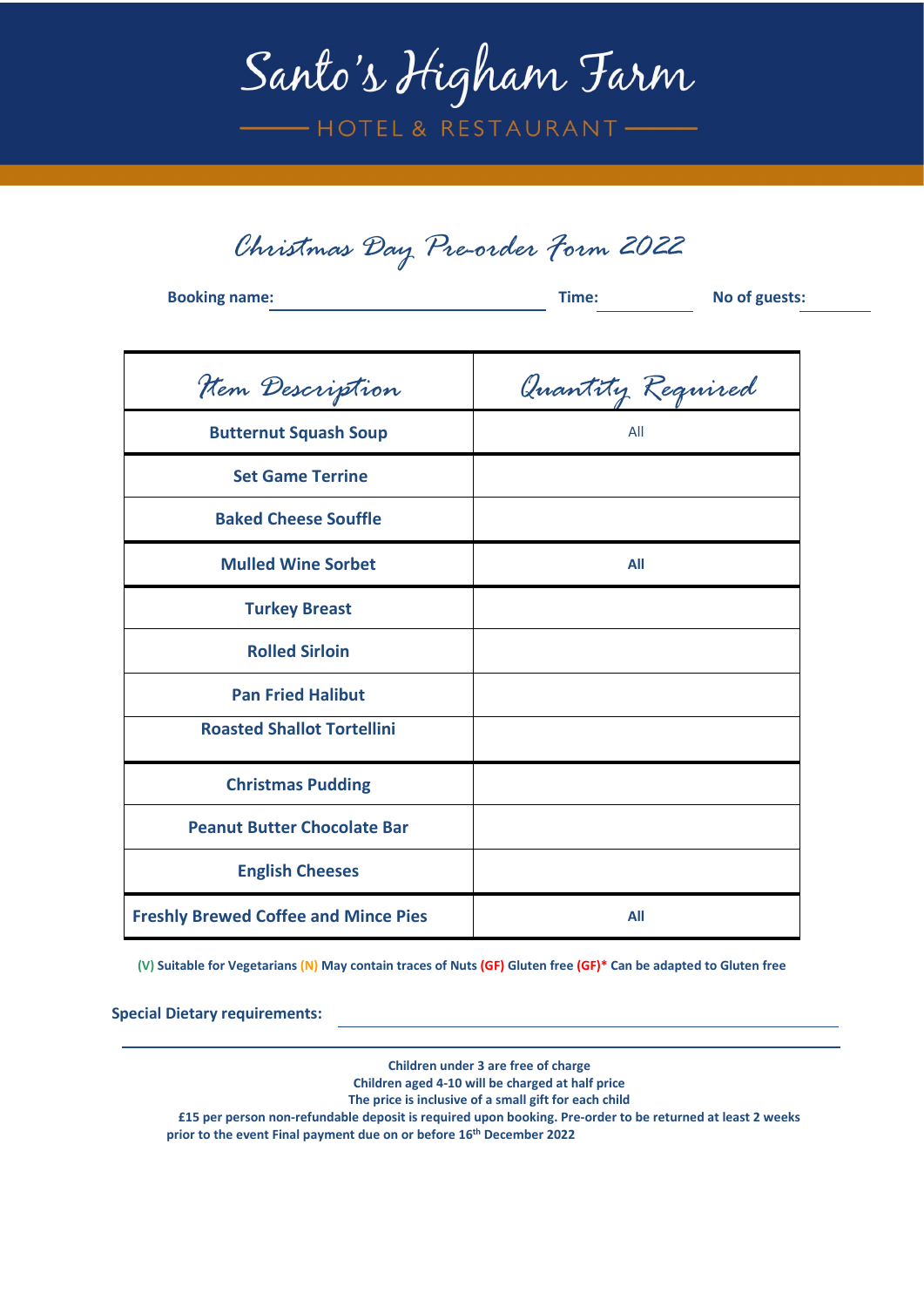# Santo's Higham Farm

HOTEL & RESTAURANT

## Christmas Day Pre-order Form 2022

**Booking name:** ____________________ **Time:** __________ **No of guests:** ________

| Item Description | Quantity Required |
|---|---|
| **Butternut Squash Soup** | All |
| **Set Game Terrine** | |
| **Baked Cheese Souffle** | |
| **Mulled Wine Sorbet** | **All** |
| **Turkey Breast** | |
| **Rolled Sirloin** | |
| **Pan Fried Halibut** | |
| **Roasted Shallot Tortellini** | |
| **Christmas Pudding** | |
| **Peanut Butter Chocolate Bar** | |
| **English Cheeses** | |
| **Freshly Brewed Coffee and Mince Pies** | **All** |

**(V) Suitable for Vegetarians (N) May contain traces of Nuts (GF) Gluten free (GF)* Can be adapted to Gluten free**

**Special Dietary requirements:** ____________________

**Children under 3 are free of charge**
**Children aged 4-10 will be charged at half price**
**The price is inclusive of a small gift for each child**
**£15 per person non-refundable deposit is required upon booking. Pre-order to be returned at least 2 weeks prior to the event Final payment due on or before 16th December 2022**